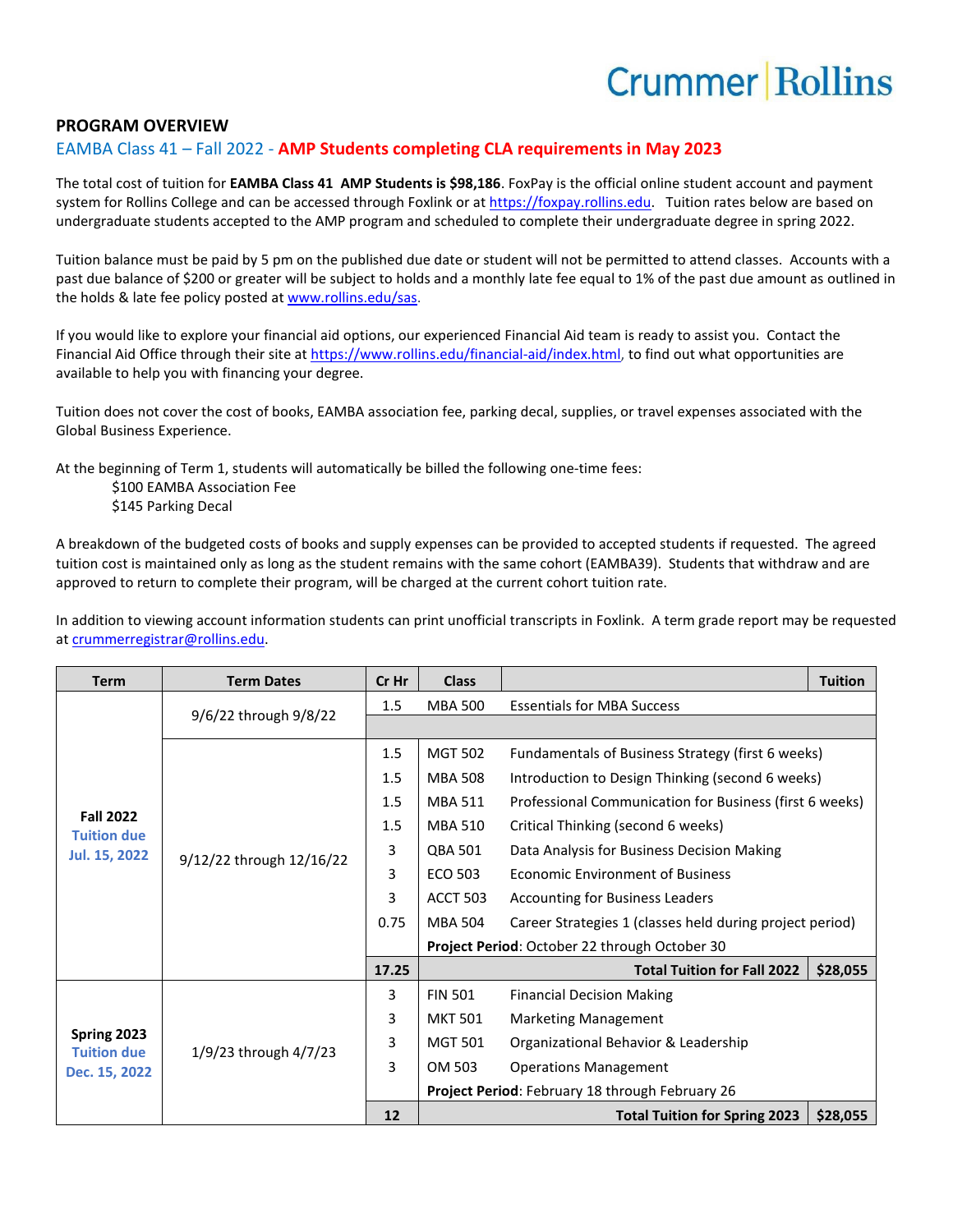Crummer | Rollins

## PROGRAM OVERVIEW

### EAMBA Class 41 – Fall 2022 - AMP Students completing CLA requirements in May 2023

The total cost of tuition for **EAMBA Class 41 AMP Students is $98,186**. FoxPay is the official online student account and payment system for Rollins College and can be accessed through Foxlink or at https://foxpay.rollins.edu. Tuition rates below are based on undergraduate students accepted to the AMP program and scheduled to complete their undergraduate degree in spring 2022.

Tuition balance must be paid by 5 pm on the published due date or student will not be permitted to attend classes. Accounts with a past due balance of $200 or greater will be subject to holds and a monthly late fee equal to 1% of the past due amount as outlined in the holds & late fee policy posted at www.rollins.edu/sas.

If you would like to explore your financial aid options, our experienced Financial Aid team is ready to assist you. Contact the Financial Aid Office through their site at https://www.rollins.edu/financial-aid/index.html, to find out what opportunities are available to help you with financing your degree.

Tuition does not cover the cost of books, EAMBA association fee, parking decal, supplies, or travel expenses associated with the Global Business Experience.

At the beginning of Term 1, students will automatically be billed the following one-time fees:

- $100 EAMBA Association Fee
- $145 Parking Decal

A breakdown of the budgeted costs of books and supply expenses can be provided to accepted students if requested. The agreed tuition cost is maintained only as long as the student remains with the same cohort (EAMBA39). Students that withdraw and are approved to return to complete their program, will be charged at the current cohort tuition rate.

In addition to viewing account information students can print unofficial transcripts in Foxlink. A term grade report may be requested at crummerregistrar@rollins.edu.

| Term | Term Dates | Cr Hr | Class | | Tuition |
|---|---|---|---|---|---|
| **Fall 2022** Tuition due Jul. 15, 2022 | 9/6/22 through 9/8/22 | 1.5 | MBA 500 | Essentials for MBA Success | |
| | 9/12/22 through 12/16/22 | 1.5 | MGT 502 | Fundamentals of Business Strategy (first 6 weeks) | |
| | | 1.5 | MBA 508 | Introduction to Design Thinking (second 6 weeks) | |
| | | 1.5 | MBA 511 | Professional Communication for Business (first 6 weeks) | |
| | | 1.5 | MBA 510 | Critical Thinking (second 6 weeks) | |
| | | 3 | QBA 501 | Data Analysis for Business Decision Making | |
| | | 3 | ECO 503 | Economic Environment of Business | |
| | | 3 | ACCT 503 | Accounting for Business Leaders | |
| | | 0.75 | MBA 504 | Career Strategies 1 (classes held during project period) | |
| | | | **Project Period**: October 22 through October 30 | | |
| | | **17.25** | | **Total Tuition for Fall 2022** | **$28,055** |
| **Spring 2023** Tuition due Dec. 15, 2022 | 1/9/23 through 4/7/23 | 3 | FIN 501 | Financial Decision Making | |
| | | 3 | MKT 501 | Marketing Management | |
| | | 3 | MGT 501 | Organizational Behavior & Leadership | |
| | | 3 | OM 503 | Operations Management | |
| | | | **Project Period**: February 18 through February 26 | | |
| | | **12** | | **Total Tuition for Spring 2023** | **$28,055** |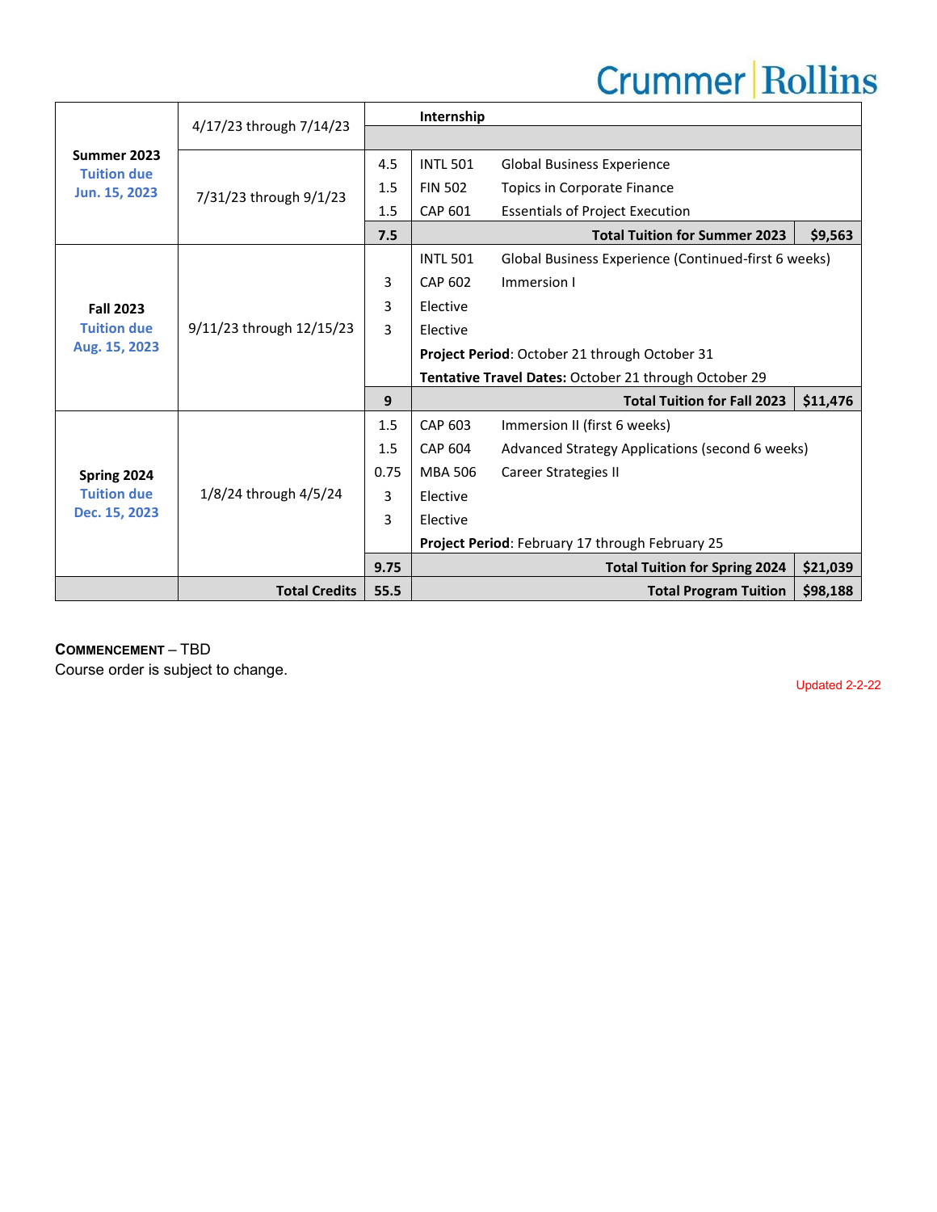Crummer | Rollins

| | | | | | |
|---|---|---|---|---|---|
| **Summer 2023** Tuition due Jun. 15, 2023 | 4/17/23 through 7/14/23 | | **Internship** | | |
| | 7/31/23 through 9/1/23 | 4.5 | INTL 501 | Global Business Experience | |
| | | 1.5 | FIN 502 | Topics in Corporate Finance | |
| | | 1.5 | CAP 601 | Essentials of Project Execution | |
| | | **7.5** | | **Total Tuition for Summer 2023** | **$9,563** |
| **Fall 2023** Tuition due Aug. 15, 2023 | 9/11/23 through 12/15/23 | | INTL 501 | Global Business Experience (Continued-first 6 weeks) | |
| | | 3 | CAP 602 | Immersion I | |
| | | 3 | Elective | | |
| | | 3 | Elective | | |
| | | | **Project Period**: October 21 through October 31 | | |
| | | | **Tentative Travel Dates:** October 21 through October 29 | | |
| | | **9** | | **Total Tuition for Fall 2023** | **$11,476** |
| **Spring 2024** Tuition due Dec. 15, 2023 | 1/8/24 through 4/5/24 | 1.5 | CAP 603 | Immersion II (first 6 weeks) | |
| | | 1.5 | CAP 604 | Advanced Strategy Applications (second 6 weeks) | |
| | | 0.75 | MBA 506 | Career Strategies II | |
| | | 3 | Elective | | |
| | | 3 | Elective | | |
| | | | **Project Period**: February 17 through February 25 | | |
| | | **9.75** | | **Total Tuition for Spring 2024** | **$21,039** |
| | **Total Credits** | **55.5** | | **Total Program Tuition** | **$98,188** |

**COMMENCEMENT** – TBD

Course order is subject to change.

Updated 2-2-22